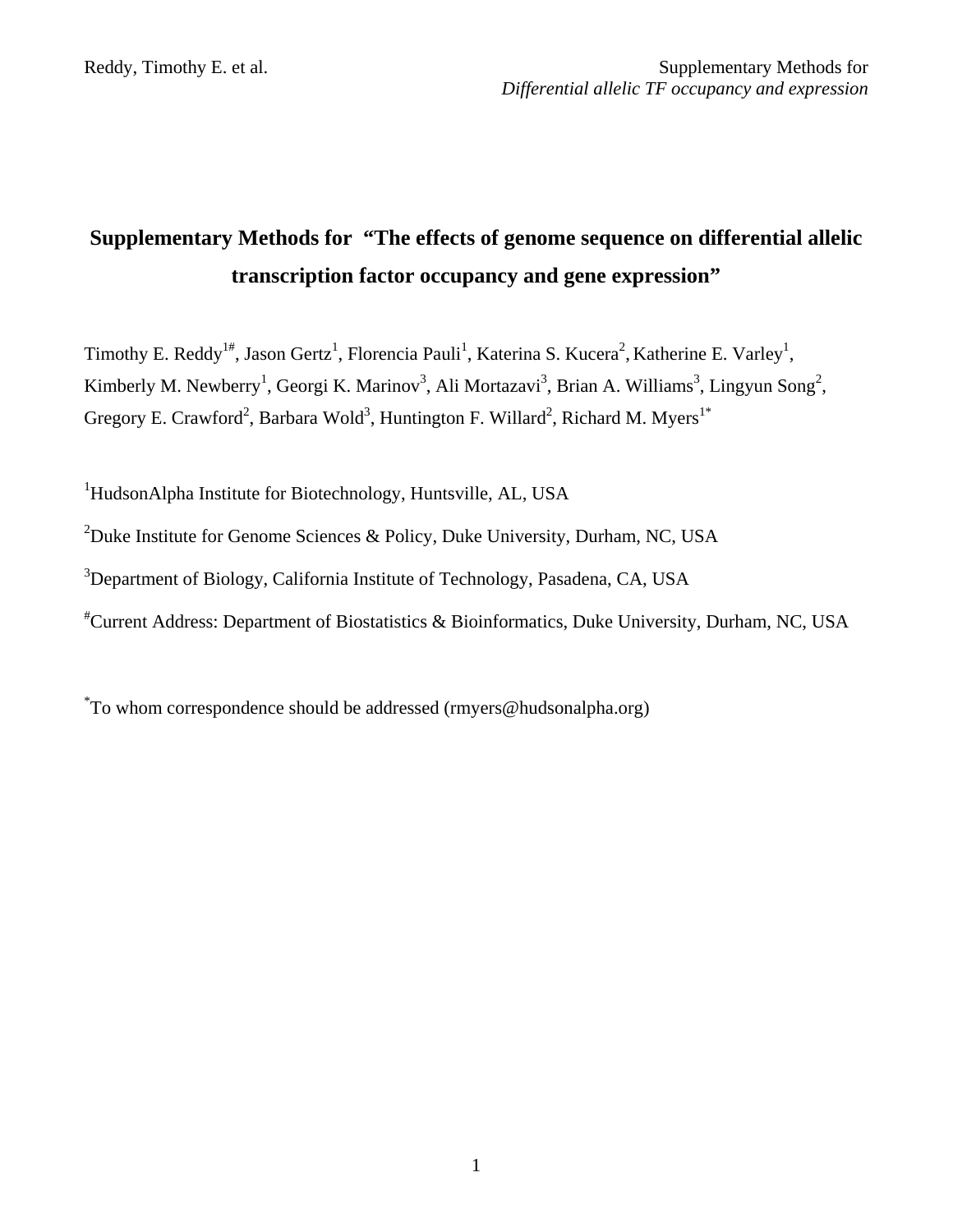# Supplementary Methods for "The effects of genome sequence on differential allelic transcription factor occupancy and gene expression"

Timothy E. Reddy[1#], Jason Gertz[1], Florencia Pauli[1], Katerina S. Kucera[2], Katherine E. Varley[1], Kimberly M. Newberry[1], Georgi K. Marinov[3], Ali Mortazavi[3], Brian A. Williams[3], Lingyun Song[2], Gregory E. Crawford[2], Barbara Wold[3], Huntington F. Willard[2], Richard M. Myers[1*]

[1]HudsonAlpha Institute for Biotechnology, Huntsville, AL, USA

[2]Duke Institute for Genome Sciences & Policy, Duke University, Durham, NC, USA

[3]Department of Biology, California Institute of Technology, Pasadena, CA, USA

[#]Current Address: Department of Biostatistics & Bioinformatics, Duke University, Durham, NC, USA

[*]To whom correspondence should be addressed (rmyers@hudsonalpha.org)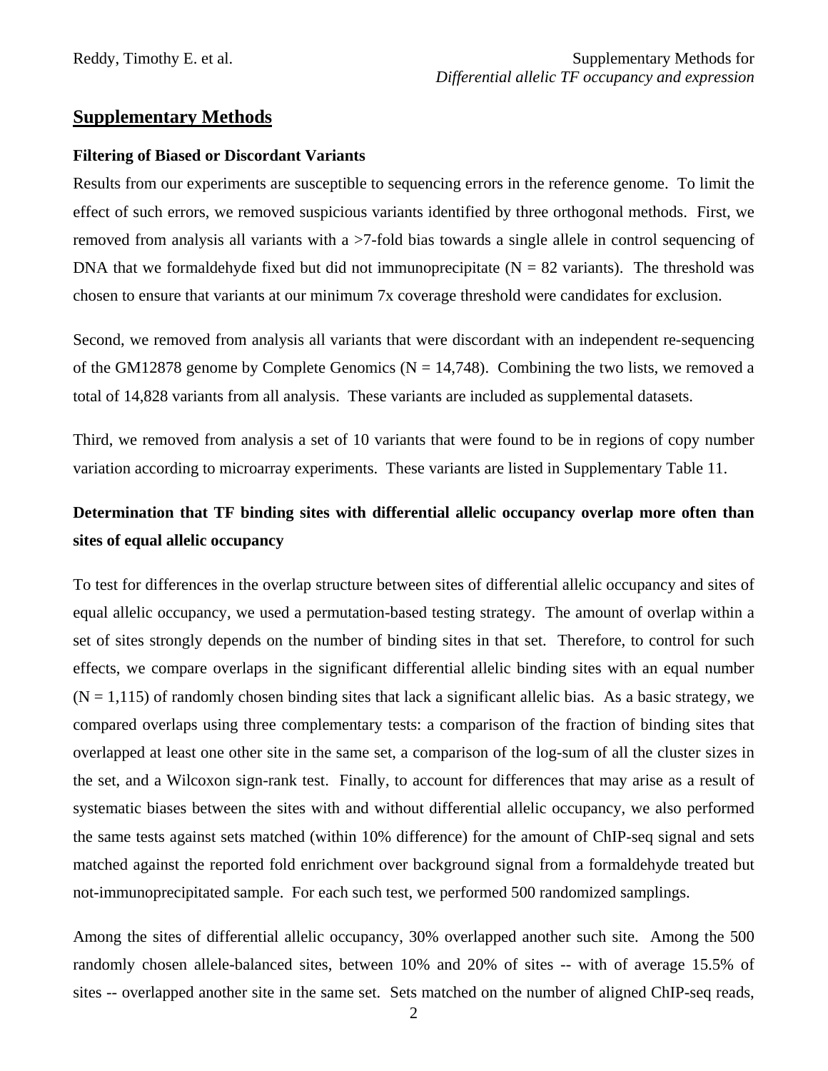## Supplementary Methods

### Filtering of Biased or Discordant Variants

Results from our experiments are susceptible to sequencing errors in the reference genome. To limit the effect of such errors, we removed suspicious variants identified by three orthogonal methods. First, we removed from analysis all variants with a >7-fold bias towards a single allele in control sequencing of DNA that we formaldehyde fixed but did not immunoprecipitate (N = 82 variants). The threshold was chosen to ensure that variants at our minimum 7x coverage threshold were candidates for exclusion.

Second, we removed from analysis all variants that were discordant with an independent re-sequencing of the GM12878 genome by Complete Genomics (N = 14,748). Combining the two lists, we removed a total of 14,828 variants from all analysis. These variants are included as supplemental datasets.

Third, we removed from analysis a set of 10 variants that were found to be in regions of copy number variation according to microarray experiments. These variants are listed in Supplementary Table 11.

### Determination that TF binding sites with differential allelic occupancy overlap more often than sites of equal allelic occupancy

To test for differences in the overlap structure between sites of differential allelic occupancy and sites of equal allelic occupancy, we used a permutation-based testing strategy. The amount of overlap within a set of sites strongly depends on the number of binding sites in that set. Therefore, to control for such effects, we compare overlaps in the significant differential allelic binding sites with an equal number (N = 1,115) of randomly chosen binding sites that lack a significant allelic bias. As a basic strategy, we compared overlaps using three complementary tests: a comparison of the fraction of binding sites that overlapped at least one other site in the same set, a comparison of the log-sum of all the cluster sizes in the set, and a Wilcoxon sign-rank test. Finally, to account for differences that may arise as a result of systematic biases between the sites with and without differential allelic occupancy, we also performed the same tests against sets matched (within 10% difference) for the amount of ChIP-seq signal and sets matched against the reported fold enrichment over background signal from a formaldehyde treated but not-immunoprecipitated sample. For each such test, we performed 500 randomized samplings.

Among the sites of differential allelic occupancy, 30% overlapped another such site. Among the 500 randomly chosen allele-balanced sites, between 10% and 20% of sites -- with of average 15.5% of sites -- overlapped another site in the same set. Sets matched on the number of aligned ChIP-seq reads,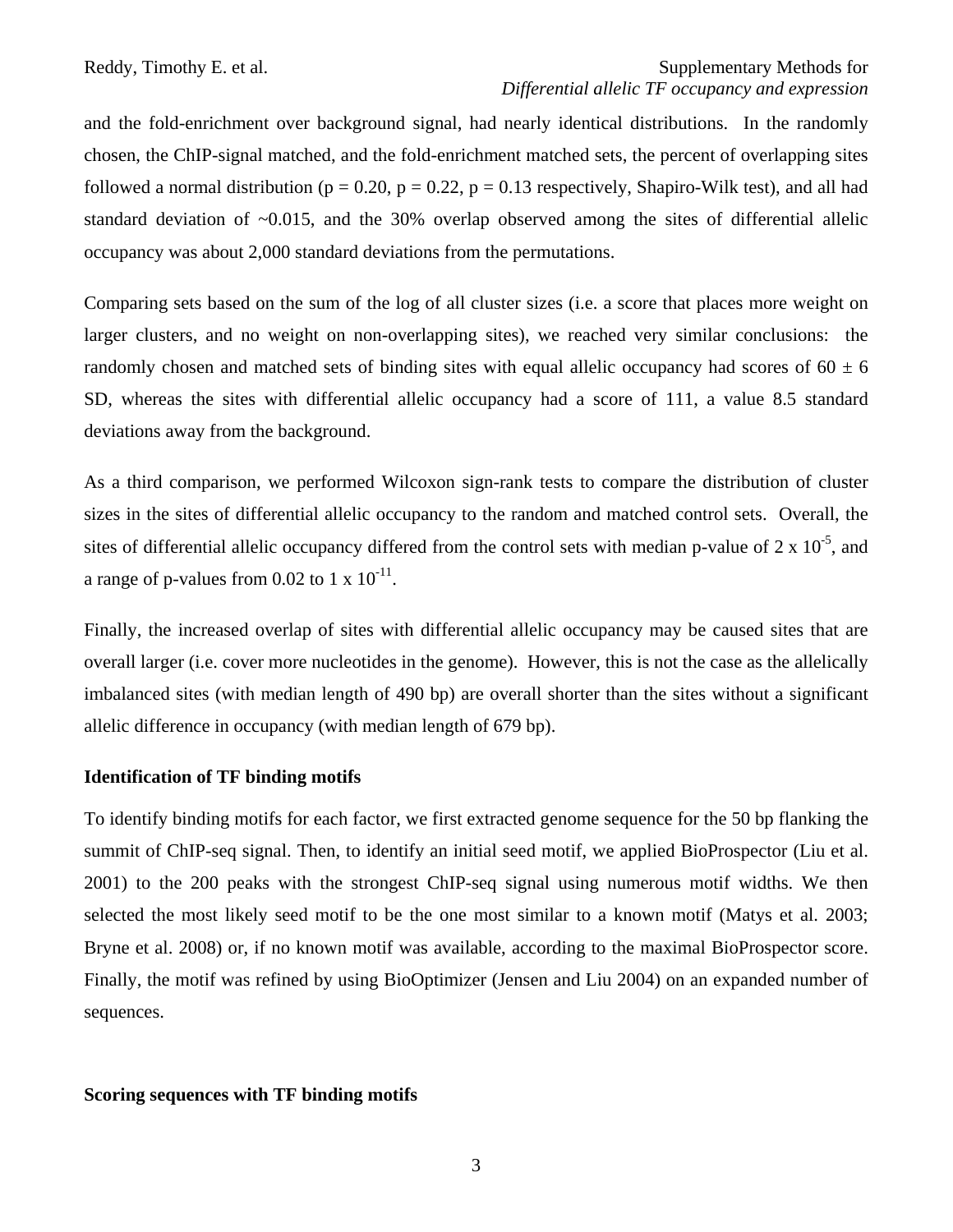and the fold-enrichment over background signal, had nearly identical distributions. In the randomly chosen, the ChIP-signal matched, and the fold-enrichment matched sets, the percent of overlapping sites followed a normal distribution ($p = 0.20$, $p = 0.22$, $p = 0.13$ respectively, Shapiro-Wilk test), and all had standard deviation of ~0.015, and the 30% overlap observed among the sites of differential allelic occupancy was about 2,000 standard deviations from the permutations.

Comparing sets based on the sum of the log of all cluster sizes (i.e. a score that places more weight on larger clusters, and no weight on non-overlapping sites), we reached very similar conclusions: the randomly chosen and matched sets of binding sites with equal allelic occupancy had scores of $60 \pm 6$ SD, whereas the sites with differential allelic occupancy had a score of 111, a value 8.5 standard deviations away from the background.

As a third comparison, we performed Wilcoxon sign-rank tests to compare the distribution of cluster sizes in the sites of differential allelic occupancy to the random and matched control sets. Overall, the sites of differential allelic occupancy differed from the control sets with median p-value of $2 \times 10^{-5}$, and a range of p-values from 0.02 to $1 \times 10^{-11}$.

Finally, the increased overlap of sites with differential allelic occupancy may be caused sites that are overall larger (i.e. cover more nucleotides in the genome). However, this is not the case as the allelically imbalanced sites (with median length of 490 bp) are overall shorter than the sites without a significant allelic difference in occupancy (with median length of 679 bp).

**Identification of TF binding motifs**

To identify binding motifs for each factor, we first extracted genome sequence for the 50 bp flanking the summit of ChIP-seq signal. Then, to identify an initial seed motif, we applied BioProspector (Liu et al. 2001) to the 200 peaks with the strongest ChIP-seq signal using numerous motif widths. We then selected the most likely seed motif to be the one most similar to a known motif (Matys et al. 2003; Bryne et al. 2008) or, if no known motif was available, according to the maximal BioProspector score. Finally, the motif was refined by using BioOptimizer (Jensen and Liu 2004) on an expanded number of sequences.

**Scoring sequences with TF binding motifs**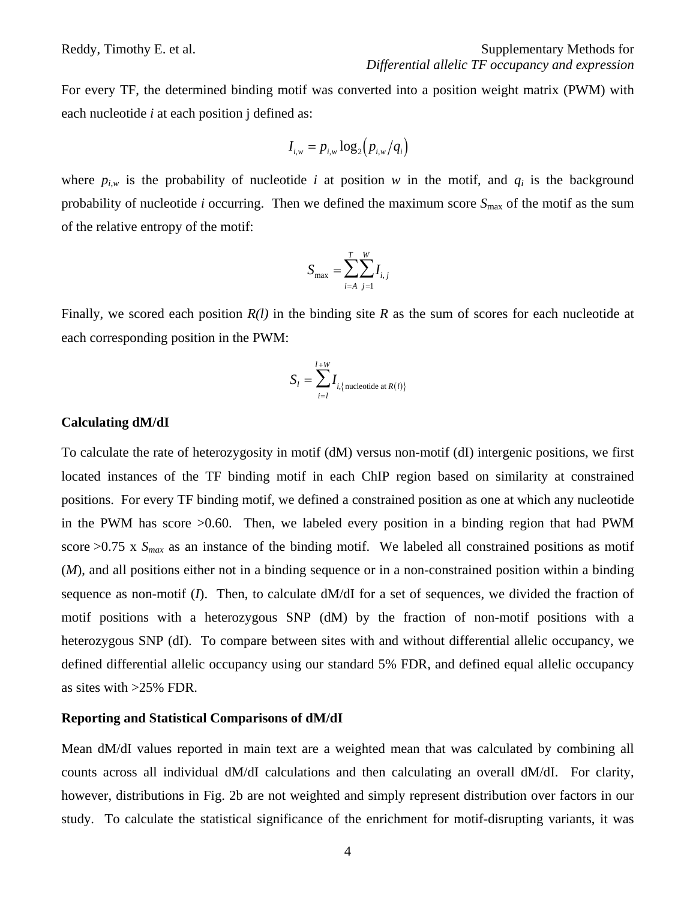For every TF, the determined binding motif was converted into a position weight matrix (PWM) with each nucleotide *i* at each position j defined as:

$$I_{i,w} = p_{i,w} \log_2\left(p_{i,w}/q_i\right)$$

where $p_{i,w}$ is the probability of nucleotide *i* at position *w* in the motif, and $q_i$ is the background probability of nucleotide *i* occurring. Then we defined the maximum score $S_{\max}$ of the motif as the sum of the relative entropy of the motif:

$$S_{\max} = \sum_{i=A}^{T}\sum_{j=1}^{W} I_{i,j}$$

Finally, we scored each position *R(l)* in the binding site *R* as the sum of scores for each nucleotide at each corresponding position in the PWM:

$$S_l = \sum_{i=l}^{l+W} I_{i,\{\text{nucleotide at } R(l)\}}$$

**Calculating dM/dI**

To calculate the rate of heterozygosity in motif (dM) versus non-motif (dI) intergenic positions, we first located instances of the TF binding motif in each ChIP region based on similarity at constrained positions. For every TF binding motif, we defined a constrained position as one at which any nucleotide in the PWM has score >0.60. Then, we labeled every position in a binding region that had PWM score >0.75 x $S_{max}$ as an instance of the binding motif. We labeled all constrained positions as motif (*M*), and all positions either not in a binding sequence or in a non-constrained position within a binding sequence as non-motif (*I*). Then, to calculate dM/dI for a set of sequences, we divided the fraction of motif positions with a heterozygous SNP (dM) by the fraction of non-motif positions with a heterozygous SNP (dI). To compare between sites with and without differential allelic occupancy, we defined differential allelic occupancy using our standard 5% FDR, and defined equal allelic occupancy as sites with >25% FDR.

**Reporting and Statistical Comparisons of dM/dI**

Mean dM/dI values reported in main text are a weighted mean that was calculated by combining all counts across all individual dM/dI calculations and then calculating an overall dM/dI. For clarity, however, distributions in Fig. 2b are not weighted and simply represent distribution over factors in our study. To calculate the statistical significance of the enrichment for motif-disrupting variants, it was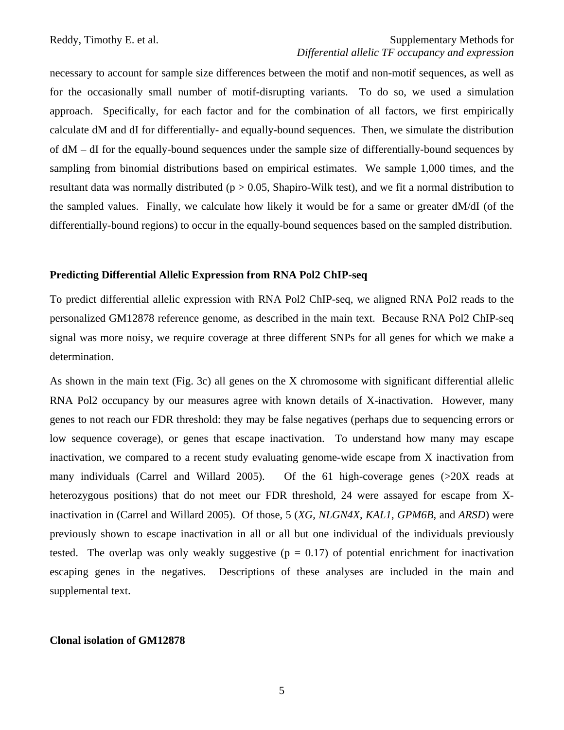necessary to account for sample size differences between the motif and non-motif sequences, as well as for the occasionally small number of motif-disrupting variants. To do so, we used a simulation approach. Specifically, for each factor and for the combination of all factors, we first empirically calculate dM and dI for differentially- and equally-bound sequences. Then, we simulate the distribution of dM – dI for the equally-bound sequences under the sample size of differentially-bound sequences by sampling from binomial distributions based on empirical estimates. We sample 1,000 times, and the resultant data was normally distributed ($p > 0.05$, Shapiro-Wilk test), and we fit a normal distribution to the sampled values. Finally, we calculate how likely it would be for a same or greater dM/dI (of the differentially-bound regions) to occur in the equally-bound sequences based on the sampled distribution.

**Predicting Differential Allelic Expression from RNA Pol2 ChIP-seq**

To predict differential allelic expression with RNA Pol2 ChIP-seq, we aligned RNA Pol2 reads to the personalized GM12878 reference genome, as described in the main text. Because RNA Pol2 ChIP-seq signal was more noisy, we require coverage at three different SNPs for all genes for which we make a determination.

As shown in the main text (Fig. 3c) all genes on the X chromosome with significant differential allelic RNA Pol2 occupancy by our measures agree with known details of X-inactivation. However, many genes to not reach our FDR threshold: they may be false negatives (perhaps due to sequencing errors or low sequence coverage), or genes that escape inactivation. To understand how many may escape inactivation, we compared to a recent study evaluating genome-wide escape from X inactivation from many individuals (Carrel and Willard 2005). Of the 61 high-coverage genes (>20X reads at heterozygous positions) that do not meet our FDR threshold, 24 were assayed for escape from X-inactivation in (Carrel and Willard 2005). Of those, 5 (*XG*, *NLGN4X*, *KAL1*, *GPM6B*, and *ARSD*) were previously shown to escape inactivation in all or all but one individual of the individuals previously tested. The overlap was only weakly suggestive ($p = 0.17$) of potential enrichment for inactivation escaping genes in the negatives. Descriptions of these analyses are included in the main and supplemental text.

**Clonal isolation of GM12878**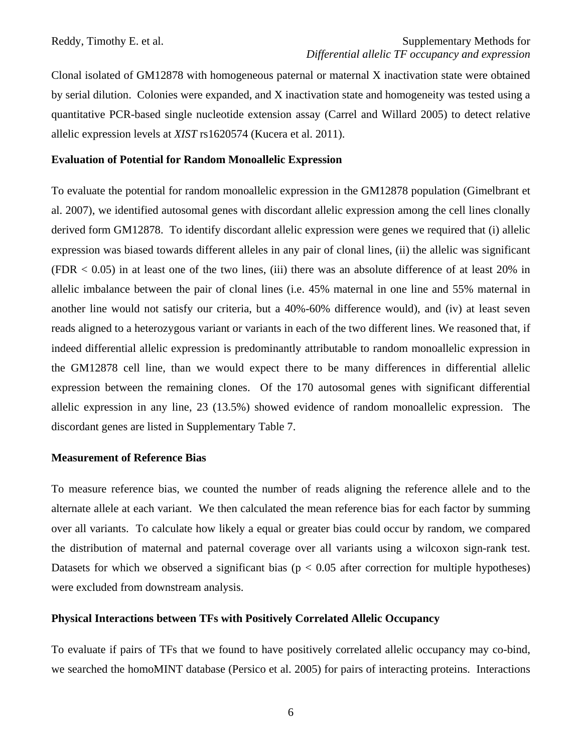Clonal isolated of GM12878 with homogeneous paternal or maternal X inactivation state were obtained by serial dilution. Colonies were expanded, and X inactivation state and homogeneity was tested using a quantitative PCR-based single nucleotide extension assay (Carrel and Willard 2005) to detect relative allelic expression levels at *XIST* rs1620574 (Kucera et al. 2011).

**Evaluation of Potential for Random Monoallelic Expression**

To evaluate the potential for random monoallelic expression in the GM12878 population (Gimelbrant et al. 2007), we identified autosomal genes with discordant allelic expression among the cell lines clonally derived form GM12878. To identify discordant allelic expression were genes we required that (i) allelic expression was biased towards different alleles in any pair of clonal lines, (ii) the allelic was significant (FDR < 0.05) in at least one of the two lines, (iii) there was an absolute difference of at least 20% in allelic imbalance between the pair of clonal lines (i.e. 45% maternal in one line and 55% maternal in another line would not satisfy our criteria, but a 40%-60% difference would), and (iv) at least seven reads aligned to a heterozygous variant or variants in each of the two different lines. We reasoned that, if indeed differential allelic expression is predominantly attributable to random monoallelic expression in the GM12878 cell line, than we would expect there to be many differences in differential allelic expression between the remaining clones. Of the 170 autosomal genes with significant differential allelic expression in any line, 23 (13.5%) showed evidence of random monoallelic expression. The discordant genes are listed in Supplementary Table 7.

**Measurement of Reference Bias**

To measure reference bias, we counted the number of reads aligning the reference allele and to the alternate allele at each variant. We then calculated the mean reference bias for each factor by summing over all variants. To calculate how likely a equal or greater bias could occur by random, we compared the distribution of maternal and paternal coverage over all variants using a wilcoxon sign-rank test. Datasets for which we observed a significant bias ($p < 0.05$ after correction for multiple hypotheses) were excluded from downstream analysis.

**Physical Interactions between TFs with Positively Correlated Allelic Occupancy**

To evaluate if pairs of TFs that we found to have positively correlated allelic occupancy may co-bind, we searched the homoMINT database (Persico et al. 2005) for pairs of interacting proteins. Interactions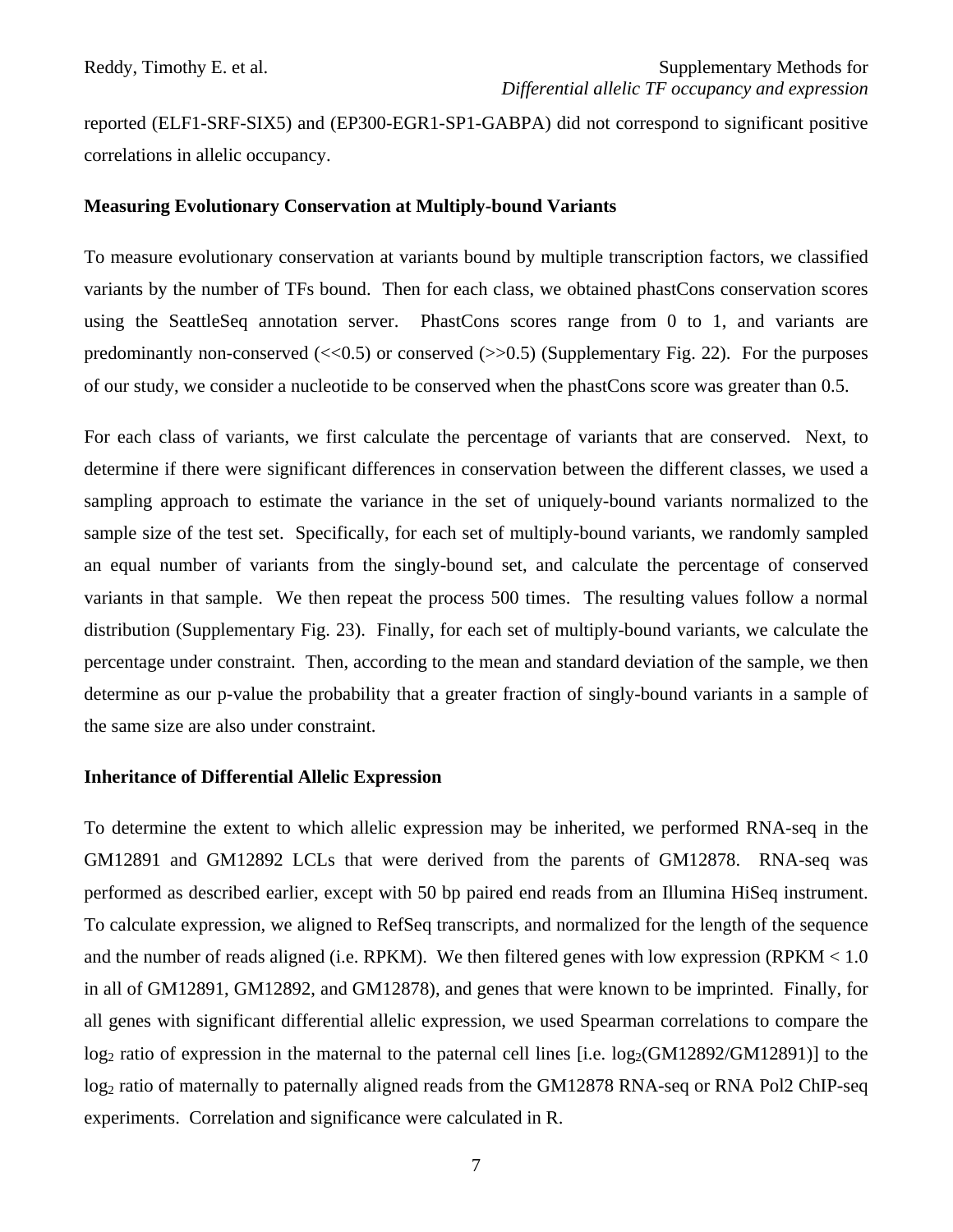reported (ELF1-SRF-SIX5) and (EP300-EGR1-SP1-GABPA) did not correspond to significant positive correlations in allelic occupancy.

**Measuring Evolutionary Conservation at Multiply-bound Variants**

To measure evolutionary conservation at variants bound by multiple transcription factors, we classified variants by the number of TFs bound. Then for each class, we obtained phastCons conservation scores using the SeattleSeq annotation server. PhastCons scores range from 0 to 1, and variants are predominantly non-conserved (<<0.5) or conserved (>>0.5) (Supplementary Fig. 22). For the purposes of our study, we consider a nucleotide to be conserved when the phastCons score was greater than 0.5.

For each class of variants, we first calculate the percentage of variants that are conserved. Next, to determine if there were significant differences in conservation between the different classes, we used a sampling approach to estimate the variance in the set of uniquely-bound variants normalized to the sample size of the test set. Specifically, for each set of multiply-bound variants, we randomly sampled an equal number of variants from the singly-bound set, and calculate the percentage of conserved variants in that sample. We then repeat the process 500 times. The resulting values follow a normal distribution (Supplementary Fig. 23). Finally, for each set of multiply-bound variants, we calculate the percentage under constraint. Then, according to the mean and standard deviation of the sample, we then determine as our p-value the probability that a greater fraction of singly-bound variants in a sample of the same size are also under constraint.

**Inheritance of Differential Allelic Expression**

To determine the extent to which allelic expression may be inherited, we performed RNA-seq in the GM12891 and GM12892 LCLs that were derived from the parents of GM12878. RNA-seq was performed as described earlier, except with 50 bp paired end reads from an Illumina HiSeq instrument. To calculate expression, we aligned to RefSeq transcripts, and normalized for the length of the sequence and the number of reads aligned (i.e. RPKM). We then filtered genes with low expression (RPKM < 1.0 in all of GM12891, GM12892, and GM12878), and genes that were known to be imprinted. Finally, for all genes with significant differential allelic expression, we used Spearman correlations to compare the $\log_2$ ratio of expression in the maternal to the paternal cell lines [i.e. $\log_2$(GM12892/GM12891)] to the $\log_2$ ratio of maternally to paternally aligned reads from the GM12878 RNA-seq or RNA Pol2 ChIP-seq experiments. Correlation and significance were calculated in R.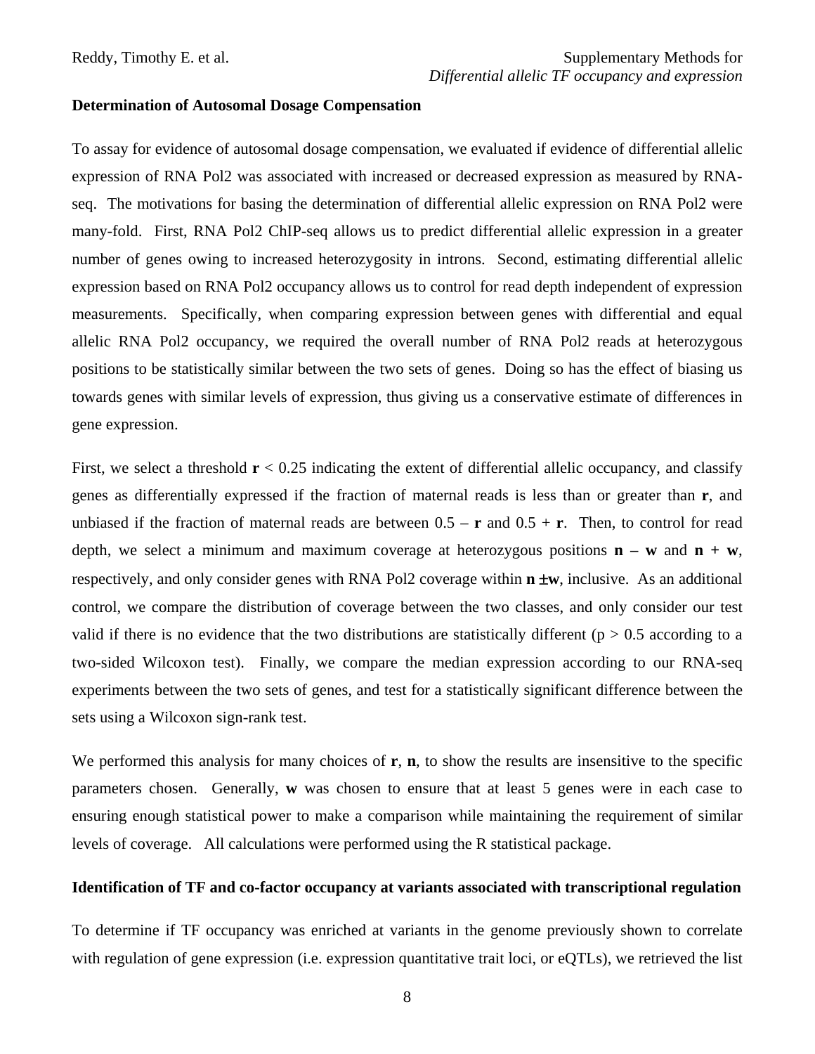**Determination of Autosomal Dosage Compensation**

To assay for evidence of autosomal dosage compensation, we evaluated if evidence of differential allelic expression of RNA Pol2 was associated with increased or decreased expression as measured by RNA-seq. The motivations for basing the determination of differential allelic expression on RNA Pol2 were many-fold. First, RNA Pol2 ChIP-seq allows us to predict differential allelic expression in a greater number of genes owing to increased heterozygosity in introns. Second, estimating differential allelic expression based on RNA Pol2 occupancy allows us to control for read depth independent of expression measurements. Specifically, when comparing expression between genes with differential and equal allelic RNA Pol2 occupancy, we required the overall number of RNA Pol2 reads at heterozygous positions to be statistically similar between the two sets of genes. Doing so has the effect of biasing us towards genes with similar levels of expression, thus giving us a conservative estimate of differences in gene expression.

First, we select a threshold $\mathbf{r} < 0.25$ indicating the extent of differential allelic occupancy, and classify genes as differentially expressed if the fraction of maternal reads is less than or greater than $\mathbf{r}$, and unbiased if the fraction of maternal reads are between $0.5 - \mathbf{r}$ and $0.5 + \mathbf{r}$. Then, to control for read depth, we select a minimum and maximum coverage at heterozygous positions $\mathbf{n} - \mathbf{w}$ and $\mathbf{n} + \mathbf{w}$, respectively, and only consider genes with RNA Pol2 coverage within $\mathbf{n} \pm \mathbf{w}$, inclusive. As an additional control, we compare the distribution of coverage between the two classes, and only consider our test valid if there is no evidence that the two distributions are statistically different ($p > 0.5$ according to a two-sided Wilcoxon test). Finally, we compare the median expression according to our RNA-seq experiments between the two sets of genes, and test for a statistically significant difference between the sets using a Wilcoxon sign-rank test.

We performed this analysis for many choices of $\mathbf{r}$, $\mathbf{n}$, to show the results are insensitive to the specific parameters chosen. Generally, $\mathbf{w}$ was chosen to ensure that at least 5 genes were in each case to ensuring enough statistical power to make a comparison while maintaining the requirement of similar levels of coverage. All calculations were performed using the R statistical package.

**Identification of TF and co-factor occupancy at variants associated with transcriptional regulation**

To determine if TF occupancy was enriched at variants in the genome previously shown to correlate with regulation of gene expression (i.e. expression quantitative trait loci, or eQTLs), we retrieved the list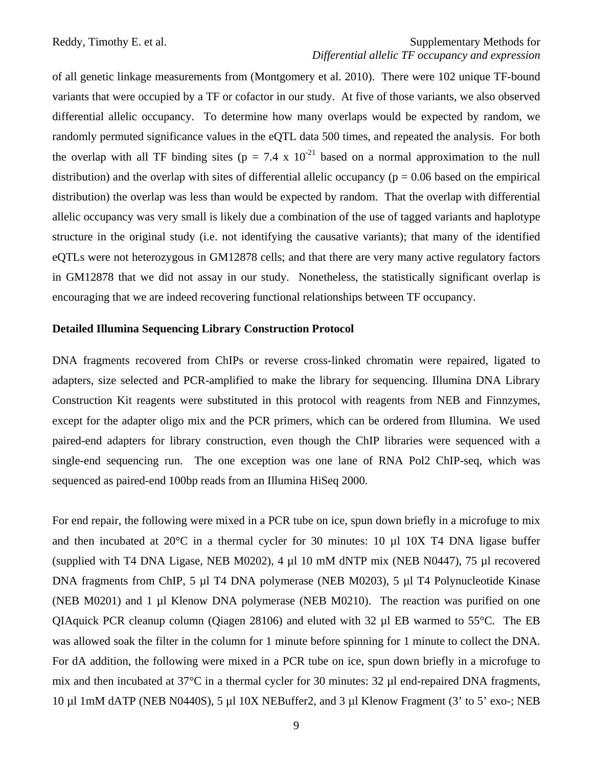of all genetic linkage measurements from (Montgomery et al. 2010). There were 102 unique TF-bound variants that were occupied by a TF or cofactor in our study. At five of those variants, we also observed differential allelic occupancy. To determine how many overlaps would be expected by random, we randomly permuted significance values in the eQTL data 500 times, and repeated the analysis. For both the overlap with all TF binding sites ($p = 7.4 \times 10^{-21}$ based on a normal approximation to the null distribution) and the overlap with sites of differential allelic occupancy ($p = 0.06$ based on the empirical distribution) the overlap was less than would be expected by random. That the overlap with differential allelic occupancy was very small is likely due a combination of the use of tagged variants and haplotype structure in the original study (i.e. not identifying the causative variants); that many of the identified eQTLs were not heterozygous in GM12878 cells; and that there are very many active regulatory factors in GM12878 that we did not assay in our study. Nonetheless, the statistically significant overlap is encouraging that we are indeed recovering functional relationships between TF occupancy.

**Detailed Illumina Sequencing Library Construction Protocol**

DNA fragments recovered from ChIPs or reverse cross-linked chromatin were repaired, ligated to adapters, size selected and PCR-amplified to make the library for sequencing. Illumina DNA Library Construction Kit reagents were substituted in this protocol with reagents from NEB and Finnzymes, except for the adapter oligo mix and the PCR primers, which can be ordered from Illumina. We used paired-end adapters for library construction, even though the ChIP libraries were sequenced with a single-end sequencing run. The one exception was one lane of RNA Pol2 ChIP-seq, which was sequenced as paired-end 100bp reads from an Illumina HiSeq 2000.

For end repair, the following were mixed in a PCR tube on ice, spun down briefly in a microfuge to mix and then incubated at 20°C in a thermal cycler for 30 minutes: 10 µl 10X T4 DNA ligase buffer (supplied with T4 DNA Ligase, NEB M0202), 4 µl 10 mM dNTP mix (NEB N0447), 75 µl recovered DNA fragments from ChIP, 5 µl T4 DNA polymerase (NEB M0203), 5 µl T4 Polynucleotide Kinase (NEB M0201) and 1 µl Klenow DNA polymerase (NEB M0210). The reaction was purified on one QIAquick PCR cleanup column (Qiagen 28106) and eluted with 32 µl EB warmed to 55°C. The EB was allowed soak the filter in the column for 1 minute before spinning for 1 minute to collect the DNA. For dA addition, the following were mixed in a PCR tube on ice, spun down briefly in a microfuge to mix and then incubated at 37°C in a thermal cycler for 30 minutes: 32 µl end-repaired DNA fragments, 10 µl 1mM dATP (NEB N0440S), 5 µl 10X NEBuffer2, and 3 µl Klenow Fragment (3' to 5' exo-; NEB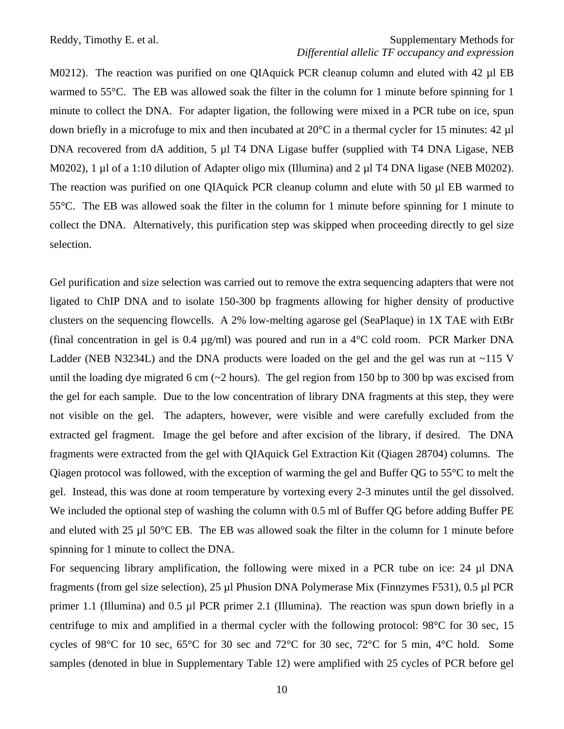M0212). The reaction was purified on one QIAquick PCR cleanup column and eluted with 42 µl EB warmed to 55°C. The EB was allowed soak the filter in the column for 1 minute before spinning for 1 minute to collect the DNA. For adapter ligation, the following were mixed in a PCR tube on ice, spun down briefly in a microfuge to mix and then incubated at 20°C in a thermal cycler for 15 minutes: 42 µl DNA recovered from dA addition, 5 µl T4 DNA Ligase buffer (supplied with T4 DNA Ligase, NEB M0202), 1 µl of a 1:10 dilution of Adapter oligo mix (Illumina) and 2 µl T4 DNA ligase (NEB M0202). The reaction was purified on one QIAquick PCR cleanup column and elute with 50 µl EB warmed to 55°C. The EB was allowed soak the filter in the column for 1 minute before spinning for 1 minute to collect the DNA. Alternatively, this purification step was skipped when proceeding directly to gel size selection.

Gel purification and size selection was carried out to remove the extra sequencing adapters that were not ligated to ChIP DNA and to isolate 150-300 bp fragments allowing for higher density of productive clusters on the sequencing flowcells. A 2% low-melting agarose gel (SeaPlaque) in 1X TAE with EtBr (final concentration in gel is 0.4 µg/ml) was poured and run in a 4°C cold room. PCR Marker DNA Ladder (NEB N3234L) and the DNA products were loaded on the gel and the gel was run at ~115 V until the loading dye migrated 6 cm (~2 hours). The gel region from 150 bp to 300 bp was excised from the gel for each sample. Due to the low concentration of library DNA fragments at this step, they were not visible on the gel. The adapters, however, were visible and were carefully excluded from the extracted gel fragment. Image the gel before and after excision of the library, if desired. The DNA fragments were extracted from the gel with QIAquick Gel Extraction Kit (Qiagen 28704) columns. The Qiagen protocol was followed, with the exception of warming the gel and Buffer QG to 55°C to melt the gel. Instead, this was done at room temperature by vortexing every 2-3 minutes until the gel dissolved. We included the optional step of washing the column with 0.5 ml of Buffer QG before adding Buffer PE and eluted with 25 µl 50°C EB. The EB was allowed soak the filter in the column for 1 minute before spinning for 1 minute to collect the DNA.

For sequencing library amplification, the following were mixed in a PCR tube on ice: 24 µl DNA fragments (from gel size selection), 25 µl Phusion DNA Polymerase Mix (Finnzymes F531), 0.5 µl PCR primer 1.1 (Illumina) and 0.5 µl PCR primer 2.1 (Illumina). The reaction was spun down briefly in a centrifuge to mix and amplified in a thermal cycler with the following protocol: 98°C for 30 sec, 15 cycles of 98°C for 10 sec, 65°C for 30 sec and 72°C for 30 sec, 72°C for 5 min, 4°C hold. Some samples (denoted in blue in Supplementary Table 12) were amplified with 25 cycles of PCR before gel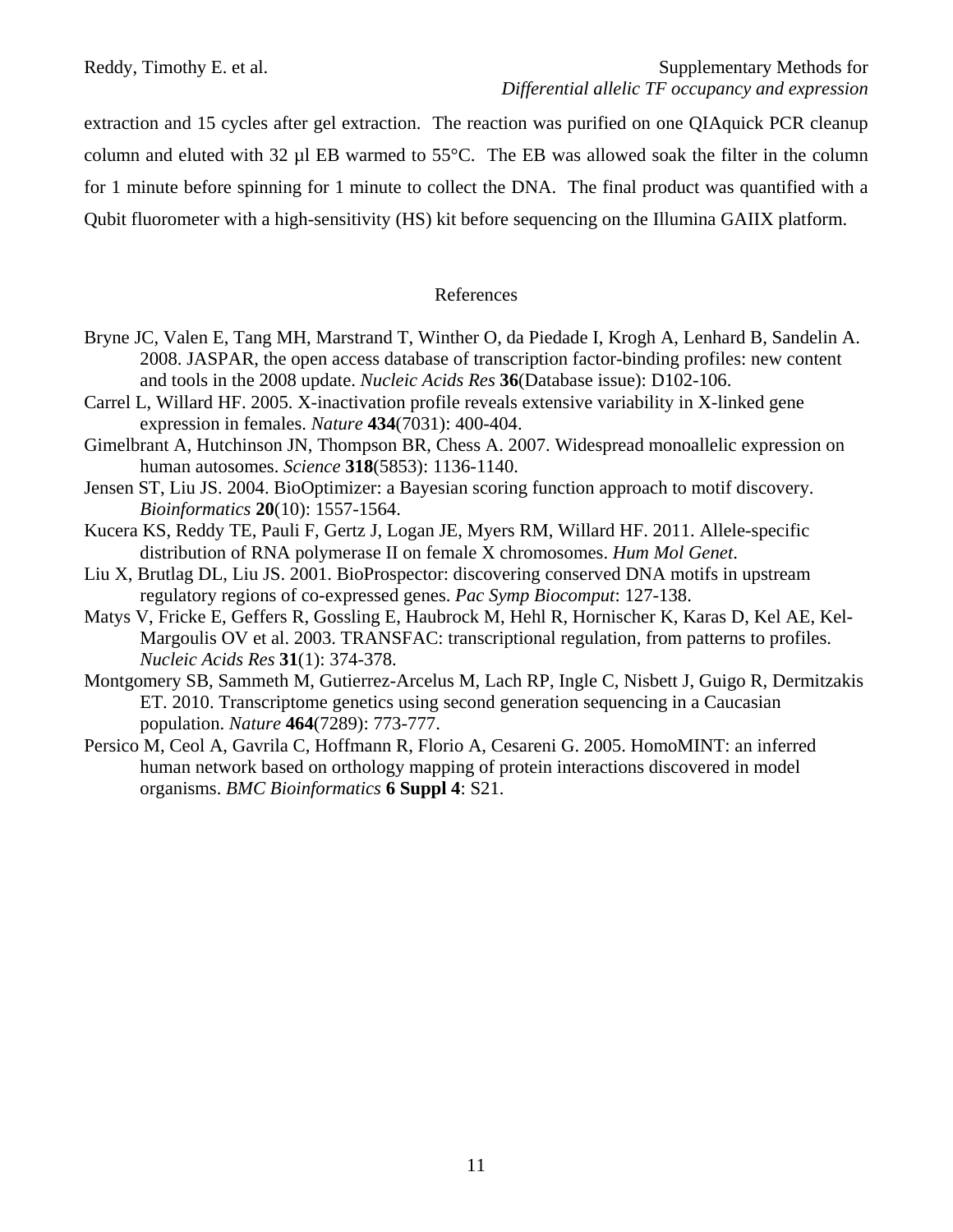extraction and 15 cycles after gel extraction. The reaction was purified on one QIAquick PCR cleanup column and eluted with 32 µl EB warmed to 55°C. The EB was allowed soak the filter in the column for 1 minute before spinning for 1 minute to collect the DNA. The final product was quantified with a Qubit fluorometer with a high-sensitivity (HS) kit before sequencing on the Illumina GAIIX platform.

## References

Bryne JC, Valen E, Tang MH, Marstrand T, Winther O, da Piedade I, Krogh A, Lenhard B, Sandelin A. 2008. JASPAR, the open access database of transcription factor-binding profiles: new content and tools in the 2008 update. *Nucleic Acids Res* **36**(Database issue): D102-106.

Carrel L, Willard HF. 2005. X-inactivation profile reveals extensive variability in X-linked gene expression in females. *Nature* **434**(7031): 400-404.

Gimelbrant A, Hutchinson JN, Thompson BR, Chess A. 2007. Widespread monoallelic expression on human autosomes. *Science* **318**(5853): 1136-1140.

Jensen ST, Liu JS. 2004. BioOptimizer: a Bayesian scoring function approach to motif discovery. *Bioinformatics* **20**(10): 1557-1564.

Kucera KS, Reddy TE, Pauli F, Gertz J, Logan JE, Myers RM, Willard HF. 2011. Allele-specific distribution of RNA polymerase II on female X chromosomes. *Hum Mol Genet*.

Liu X, Brutlag DL, Liu JS. 2001. BioProspector: discovering conserved DNA motifs in upstream regulatory regions of co-expressed genes. *Pac Symp Biocomput*: 127-138.

Matys V, Fricke E, Geffers R, Gossling E, Haubrock M, Hehl R, Hornischer K, Karas D, Kel AE, Kel-Margoulis OV et al. 2003. TRANSFAC: transcriptional regulation, from patterns to profiles. *Nucleic Acids Res* **31**(1): 374-378.

Montgomery SB, Sammeth M, Gutierrez-Arcelus M, Lach RP, Ingle C, Nisbett J, Guigo R, Dermitzakis ET. 2010. Transcriptome genetics using second generation sequencing in a Caucasian population. *Nature* **464**(7289): 773-777.

Persico M, Ceol A, Gavrila C, Hoffmann R, Florio A, Cesareni G. 2005. HomoMINT: an inferred human network based on orthology mapping of protein interactions discovered in model organisms. *BMC Bioinformatics* **6 Suppl 4**: S21.